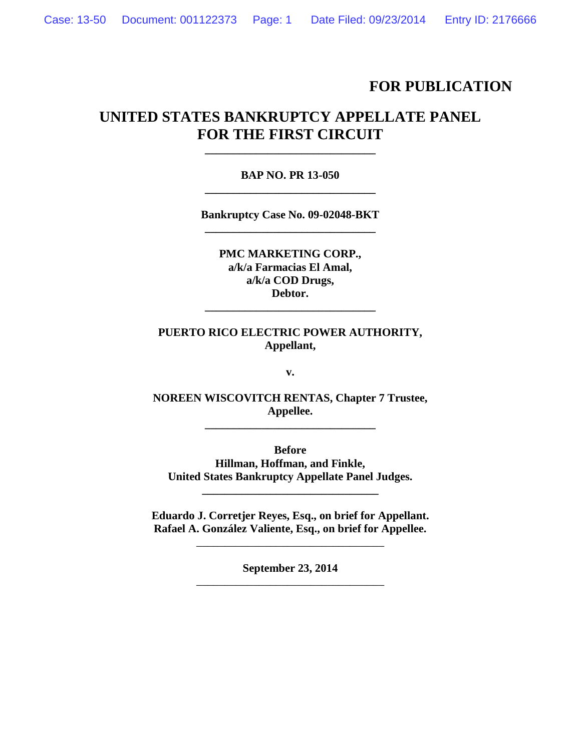**FOR PUBLICATION**

# UNITED STATES BANKRUPTCY APPELLATE PANEL FOR THE FIRST CIRCUIT

---

**BAP NO. PR 13-050**

---

**Bankruptcy Case No. 09-02048-BKT**

---

**PMC MARKETING CORP.,**
**a/k/a Farmacias El Amal,**
**a/k/a COD Drugs,**
**Debtor.**

---

**PUERTO RICO ELECTRIC POWER AUTHORITY,**
**Appellant,**

**v.**

**NOREEN WISCOVITCH RENTAS, Chapter 7 Trustee,**
**Appellee.**

---

**Before**
**Hillman, Hoffman, and Finkle,**
**United States Bankruptcy Appellate Panel Judges.**

---

**Eduardo J. Corretjer Reyes, Esq., on brief for Appellant.**
**Rafael A. González Valiente, Esq., on brief for Appellee.**

---

**September 23, 2014**

---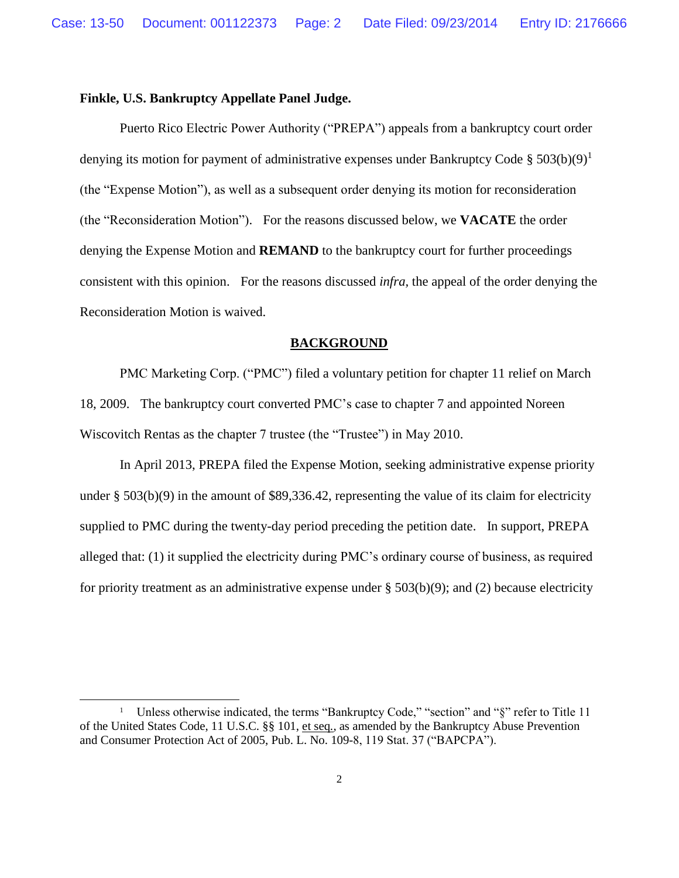**Finkle, U.S. Bankruptcy Appellate Panel Judge.**

Puerto Rico Electric Power Authority ("PREPA") appeals from a bankruptcy court order denying its motion for payment of administrative expenses under Bankruptcy Code § 503(b)(9)[1] (the "Expense Motion"), as well as a subsequent order denying its motion for reconsideration (the "Reconsideration Motion"). For the reasons discussed below, we **VACATE** the order denying the Expense Motion and **REMAND** to the bankruptcy court for further proceedings consistent with this opinion. For the reasons discussed *infra*, the appeal of the order denying the Reconsideration Motion is waived.

## BACKGROUND

PMC Marketing Corp. ("PMC") filed a voluntary petition for chapter 11 relief on March 18, 2009. The bankruptcy court converted PMC's case to chapter 7 and appointed Noreen Wiscovitch Rentas as the chapter 7 trustee (the "Trustee") in May 2010.

In April 2013, PREPA filed the Expense Motion, seeking administrative expense priority under § 503(b)(9) in the amount of $89,336.42, representing the value of its claim for electricity supplied to PMC during the twenty-day period preceding the petition date. In support, PREPA alleged that: (1) it supplied the electricity during PMC's ordinary course of business, as required for priority treatment as an administrative expense under § 503(b)(9); and (2) because electricity

---

[1] Unless otherwise indicated, the terms "Bankruptcy Code," "section" and "§" refer to Title 11 of the United States Code, 11 U.S.C. §§ 101, et seq., as amended by the Bankruptcy Abuse Prevention and Consumer Protection Act of 2005, Pub. L. No. 109-8, 119 Stat. 37 ("BAPCPA").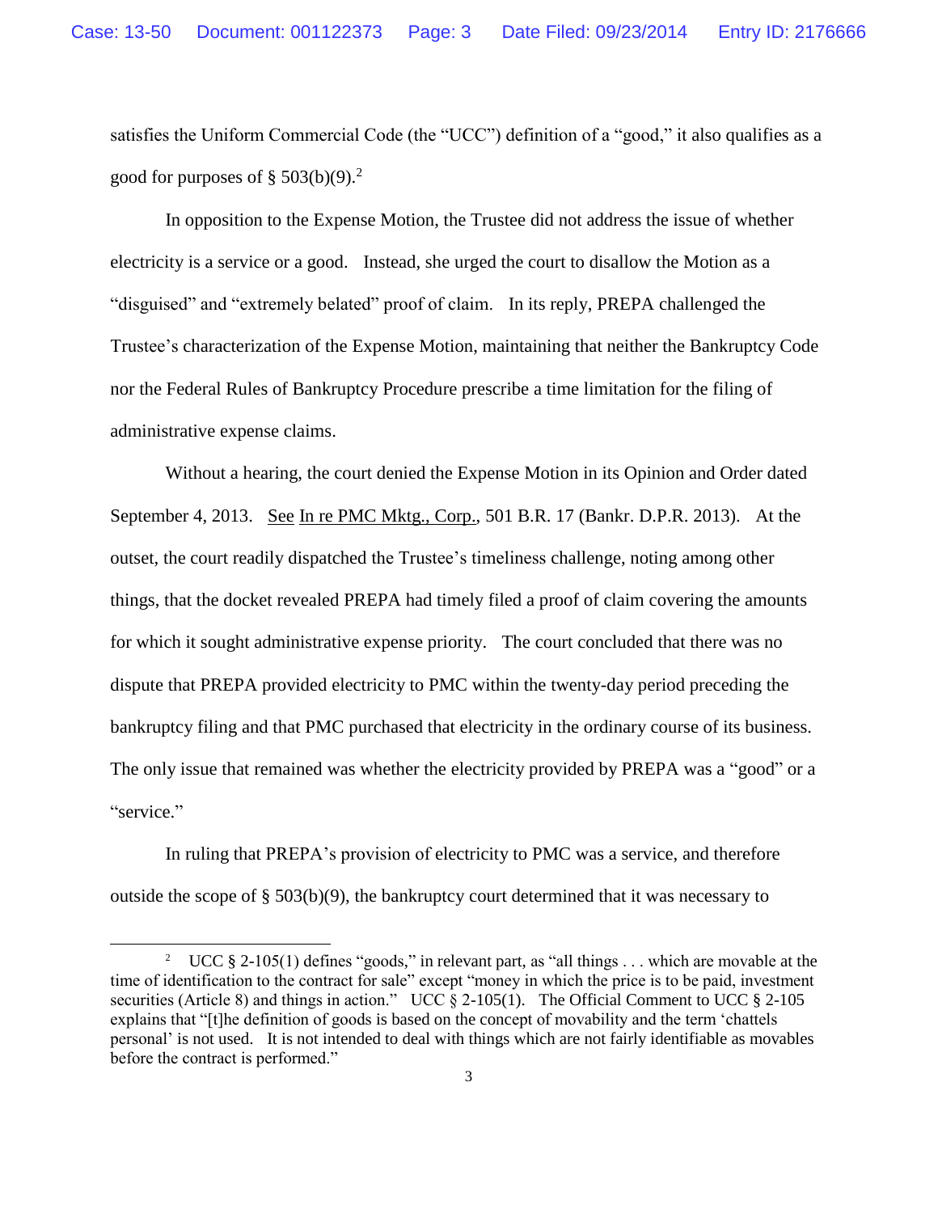satisfies the Uniform Commercial Code (the "UCC") definition of a "good," it also qualifies as a good for purposes of § 503(b)(9).[2]

In opposition to the Expense Motion, the Trustee did not address the issue of whether electricity is a service or a good. Instead, she urged the court to disallow the Motion as a "disguised" and "extremely belated" proof of claim. In its reply, PREPA challenged the Trustee's characterization of the Expense Motion, maintaining that neither the Bankruptcy Code nor the Federal Rules of Bankruptcy Procedure prescribe a time limitation for the filing of administrative expense claims.

Without a hearing, the court denied the Expense Motion in its Opinion and Order dated September 4, 2013. See In re PMC Mktg., Corp., 501 B.R. 17 (Bankr. D.P.R. 2013). At the outset, the court readily dispatched the Trustee's timeliness challenge, noting among other things, that the docket revealed PREPA had timely filed a proof of claim covering the amounts for which it sought administrative expense priority. The court concluded that there was no dispute that PREPA provided electricity to PMC within the twenty-day period preceding the bankruptcy filing and that PMC purchased that electricity in the ordinary course of its business. The only issue that remained was whether the electricity provided by PREPA was a "good" or a "service."

In ruling that PREPA's provision of electricity to PMC was a service, and therefore outside the scope of § 503(b)(9), the bankruptcy court determined that it was necessary to

---

[2] UCC § 2-105(1) defines "goods," in relevant part, as "all things . . . which are movable at the time of identification to the contract for sale" except "money in which the price is to be paid, investment securities (Article 8) and things in action." UCC § 2-105(1). The Official Comment to UCC § 2-105 explains that "[t]he definition of goods is based on the concept of movability and the term 'chattels personal' is not used. It is not intended to deal with things which are not fairly identifiable as movables before the contract is performed."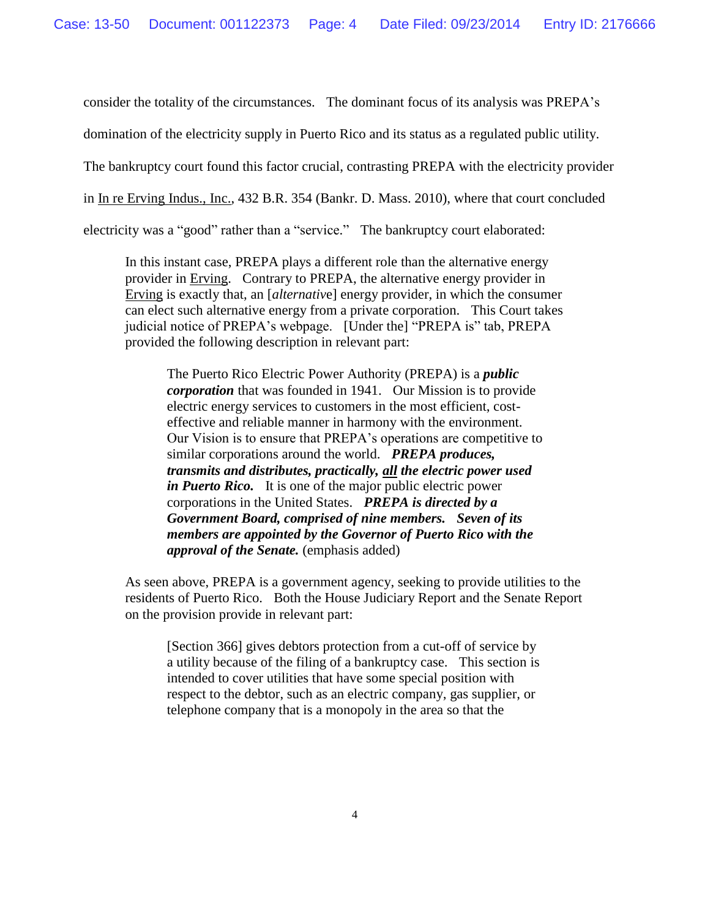consider the totality of the circumstances. The dominant focus of its analysis was PREPA's domination of the electricity supply in Puerto Rico and its status as a regulated public utility. The bankruptcy court found this factor crucial, contrasting PREPA with the electricity provider in In re Erving Indus., Inc., 432 B.R. 354 (Bankr. D. Mass. 2010), where that court concluded electricity was a "good" rather than a "service." The bankruptcy court elaborated:

> In this instant case, PREPA plays a different role than the alternative energy provider in Erving. Contrary to PREPA, the alternative energy provider in Erving is exactly that, an [*alternative*] energy provider, in which the consumer can elect such alternative energy from a private corporation. This Court takes judicial notice of PREPA's webpage. [Under the] "PREPA is" tab, PREPA provided the following description in relevant part:
>
> > The Puerto Rico Electric Power Authority (PREPA) is a ***public corporation*** that was founded in 1941. Our Mission is to provide electric energy services to customers in the most efficient, cost-effective and reliable manner in harmony with the environment. Our Vision is to ensure that PREPA's operations are competitive to similar corporations around the world. ***PREPA produces, transmits and distributes, practically, <u>all</u> the electric power used in Puerto Rico.*** It is one of the major public electric power corporations in the United States. ***PREPA is directed by a Government Board, comprised of nine members. Seven of its members are appointed by the Governor of Puerto Rico with the approval of the Senate.*** (emphasis added)
>
> As seen above, PREPA is a government agency, seeking to provide utilities to the residents of Puerto Rico. Both the House Judiciary Report and the Senate Report on the provision provide in relevant part:
>
> > [Section 366] gives debtors protection from a cut-off of service by a utility because of the filing of a bankruptcy case. This section is intended to cover utilities that have some special position with respect to the debtor, such as an electric company, gas supplier, or telephone company that is a monopoly in the area so that the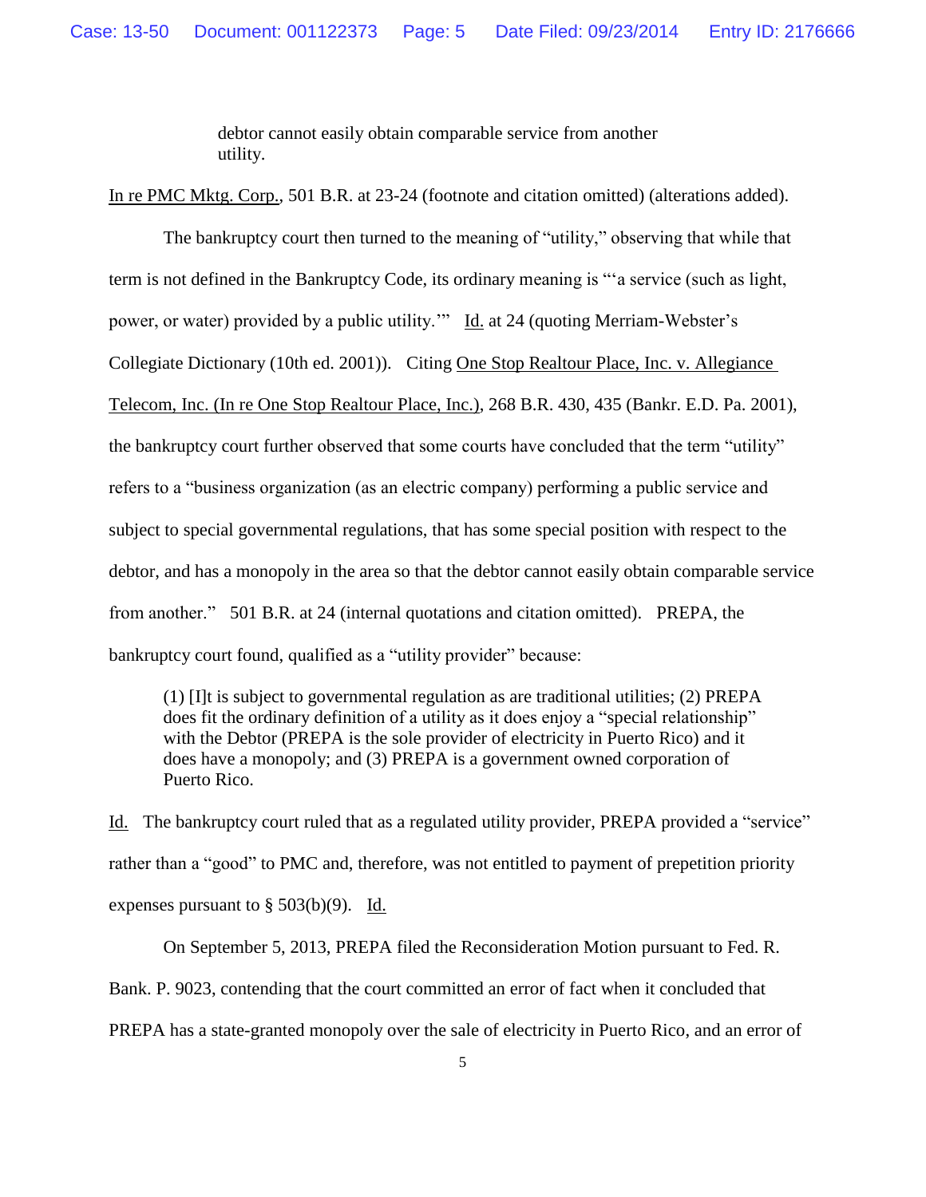> debtor cannot easily obtain comparable service from another utility.

In re PMC Mktg. Corp., 501 B.R. at 23-24 (footnote and citation omitted) (alterations added).

The bankruptcy court then turned to the meaning of "utility," observing that while that term is not defined in the Bankruptcy Code, its ordinary meaning is "'a service (such as light, power, or water) provided by a public utility.'" Id. at 24 (quoting Merriam-Webster's Collegiate Dictionary (10th ed. 2001)). Citing One Stop Realtour Place, Inc. v. Allegiance Telecom, Inc. (In re One Stop Realtour Place, Inc.), 268 B.R. 430, 435 (Bankr. E.D. Pa. 2001), the bankruptcy court further observed that some courts have concluded that the term "utility" refers to a "business organization (as an electric company) performing a public service and subject to special governmental regulations, that has some special position with respect to the debtor, and has a monopoly in the area so that the debtor cannot easily obtain comparable service from another." 501 B.R. at 24 (internal quotations and citation omitted). PREPA, the bankruptcy court found, qualified as a "utility provider" because:

> (1) [I]t is subject to governmental regulation as are traditional utilities; (2) PREPA does fit the ordinary definition of a utility as it does enjoy a "special relationship" with the Debtor (PREPA is the sole provider of electricity in Puerto Rico) and it does have a monopoly; and (3) PREPA is a government owned corporation of Puerto Rico.

Id. The bankruptcy court ruled that as a regulated utility provider, PREPA provided a "service" rather than a "good" to PMC and, therefore, was not entitled to payment of prepetition priority expenses pursuant to § 503(b)(9). Id.

On September 5, 2013, PREPA filed the Reconsideration Motion pursuant to Fed. R. Bank. P. 9023, contending that the court committed an error of fact when it concluded that PREPA has a state-granted monopoly over the sale of electricity in Puerto Rico, and an error of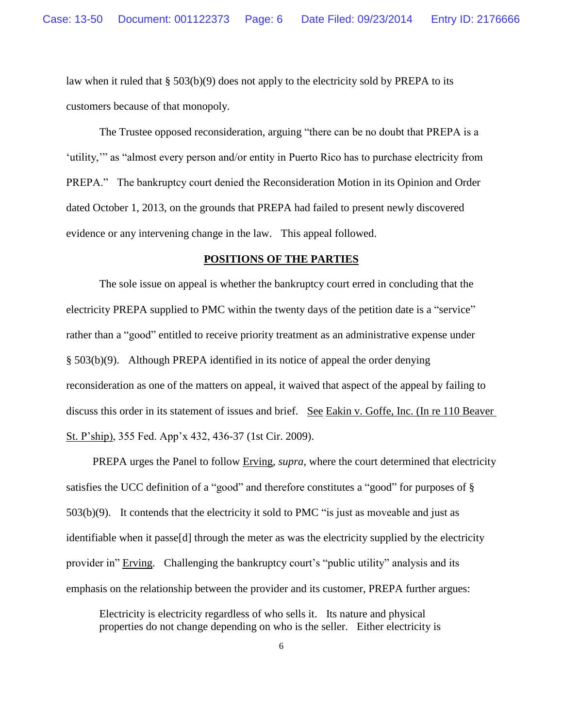law when it ruled that § 503(b)(9) does not apply to the electricity sold by PREPA to its customers because of that monopoly.

The Trustee opposed reconsideration, arguing "there can be no doubt that PREPA is a 'utility,'" as "almost every person and/or entity in Puerto Rico has to purchase electricity from PREPA." The bankruptcy court denied the Reconsideration Motion in its Opinion and Order dated October 1, 2013, on the grounds that PREPA had failed to present newly discovered evidence or any intervening change in the law. This appeal followed.

## POSITIONS OF THE PARTIES

The sole issue on appeal is whether the bankruptcy court erred in concluding that the electricity PREPA supplied to PMC within the twenty days of the petition date is a "service" rather than a "good" entitled to receive priority treatment as an administrative expense under § 503(b)(9). Although PREPA identified in its notice of appeal the order denying reconsideration as one of the matters on appeal, it waived that aspect of the appeal by failing to discuss this order in its statement of issues and brief. See Eakin v. Goffe, Inc. (In re 110 Beaver St. P'ship), 355 Fed. App'x 432, 436-37 (1st Cir. 2009).

PREPA urges the Panel to follow Erving, *supra*, where the court determined that electricity satisfies the UCC definition of a "good" and therefore constitutes a "good" for purposes of § 503(b)(9). It contends that the electricity it sold to PMC "is just as moveable and just as identifiable when it passe[d] through the meter as was the electricity supplied by the electricity provider in" Erving. Challenging the bankruptcy court's "public utility" analysis and its emphasis on the relationship between the provider and its customer, PREPA further argues:

> Electricity is electricity regardless of who sells it. Its nature and physical properties do not change depending on who is the seller. Either electricity is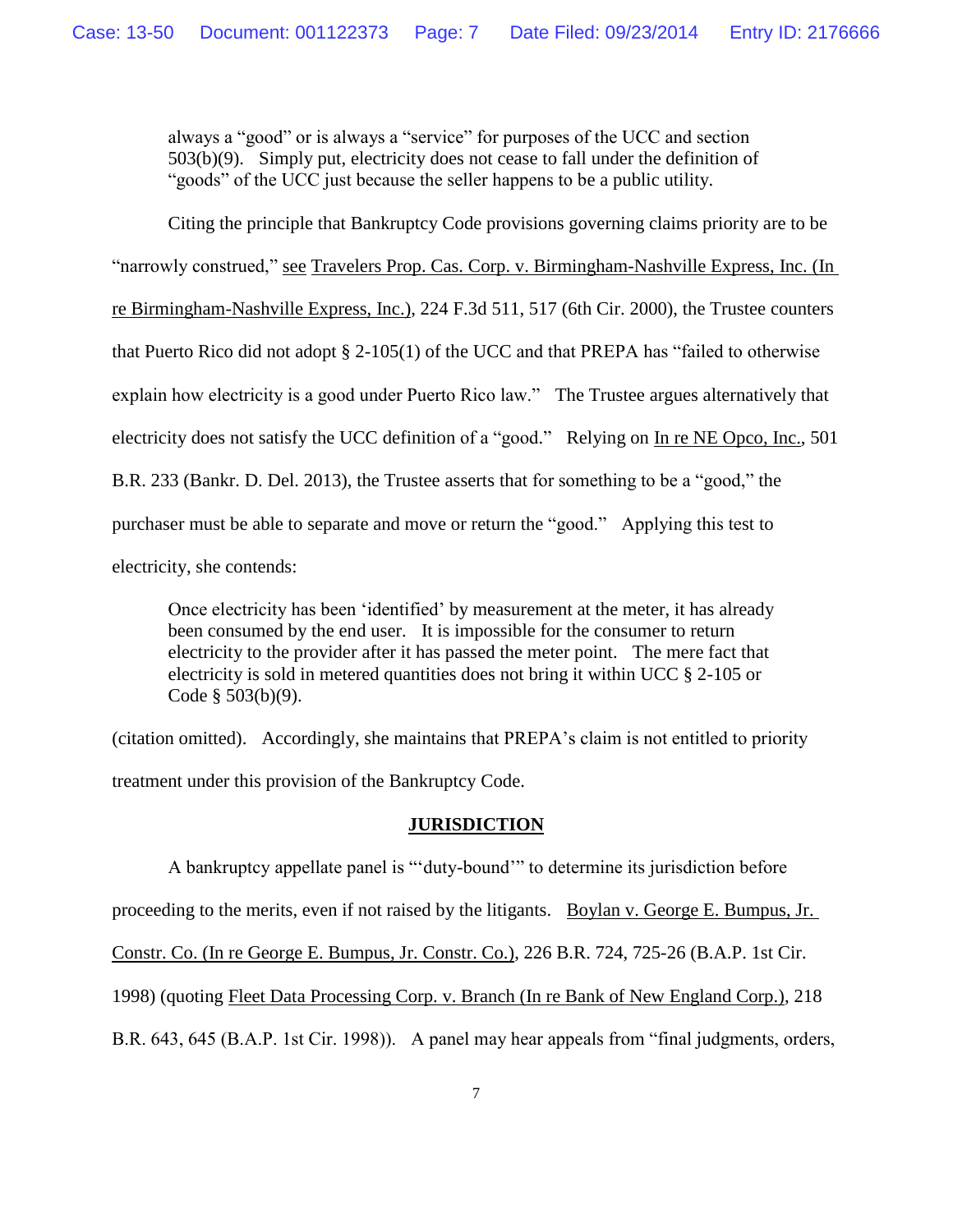> always a "good" or is always a "service" for purposes of the UCC and section 503(b)(9). Simply put, electricity does not cease to fall under the definition of "goods" of the UCC just because the seller happens to be a public utility.

Citing the principle that Bankruptcy Code provisions governing claims priority are to be "narrowly construed," see Travelers Prop. Cas. Corp. v. Birmingham-Nashville Express, Inc. (In re Birmingham-Nashville Express, Inc.), 224 F.3d 511, 517 (6th Cir. 2000), the Trustee counters that Puerto Rico did not adopt § 2-105(1) of the UCC and that PREPA has "failed to otherwise explain how electricity is a good under Puerto Rico law." The Trustee argues alternatively that electricity does not satisfy the UCC definition of a "good." Relying on In re NE Opco, Inc., 501 B.R. 233 (Bankr. D. Del. 2013), the Trustee asserts that for something to be a "good," the purchaser must be able to separate and move or return the "good." Applying this test to electricity, she contends:

> Once electricity has been 'identified' by measurement at the meter, it has already been consumed by the end user. It is impossible for the consumer to return electricity to the provider after it has passed the meter point. The mere fact that electricity is sold in metered quantities does not bring it within UCC § 2-105 or Code § 503(b)(9).

(citation omitted). Accordingly, she maintains that PREPA's claim is not entitled to priority treatment under this provision of the Bankruptcy Code.

## JURISDICTION

A bankruptcy appellate panel is "'duty-bound'" to determine its jurisdiction before proceeding to the merits, even if not raised by the litigants. Boylan v. George E. Bumpus, Jr. Constr. Co. (In re George E. Bumpus, Jr. Constr. Co.), 226 B.R. 724, 725-26 (B.A.P. 1st Cir. 1998) (quoting Fleet Data Processing Corp. v. Branch (In re Bank of New England Corp.), 218 B.R. 643, 645 (B.A.P. 1st Cir. 1998)). A panel may hear appeals from "final judgments, orders,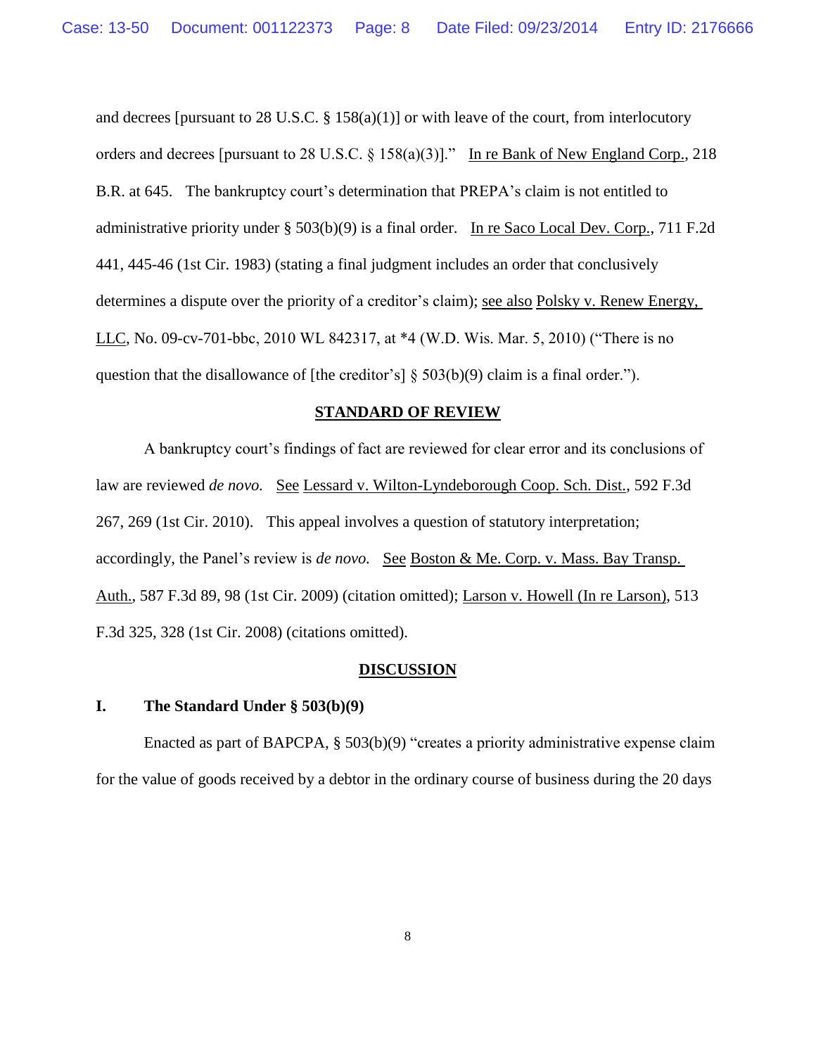and decrees [pursuant to 28 U.S.C. § 158(a)(1)] or with leave of the court, from interlocutory orders and decrees [pursuant to 28 U.S.C. § 158(a)(3)]." In re Bank of New England Corp., 218 B.R. at 645. The bankruptcy court's determination that PREPA's claim is not entitled to administrative priority under § 503(b)(9) is a final order. In re Saco Local Dev. Corp., 711 F.2d 441, 445-46 (1st Cir. 1983) (stating a final judgment includes an order that conclusively determines a dispute over the priority of a creditor's claim); see also Polsky v. Renew Energy, LLC, No. 09-cv-701-bbc, 2010 WL 842317, at *4 (W.D. Wis. Mar. 5, 2010) ("There is no question that the disallowance of [the creditor's] § 503(b)(9) claim is a final order.").

## STANDARD OF REVIEW

A bankruptcy court's findings of fact are reviewed for clear error and its conclusions of law are reviewed *de novo.* See Lessard v. Wilton-Lyndeborough Coop. Sch. Dist., 592 F.3d 267, 269 (1st Cir. 2010). This appeal involves a question of statutory interpretation; accordingly, the Panel's review is *de novo.* See Boston & Me. Corp. v. Mass. Bay Transp. Auth., 587 F.3d 89, 98 (1st Cir. 2009) (citation omitted); Larson v. Howell (In re Larson), 513 F.3d 325, 328 (1st Cir. 2008) (citations omitted).

## DISCUSSION

### I. The Standard Under § 503(b)(9)

Enacted as part of BAPCPA, § 503(b)(9) "creates a priority administrative expense claim for the value of goods received by a debtor in the ordinary course of business during the 20 days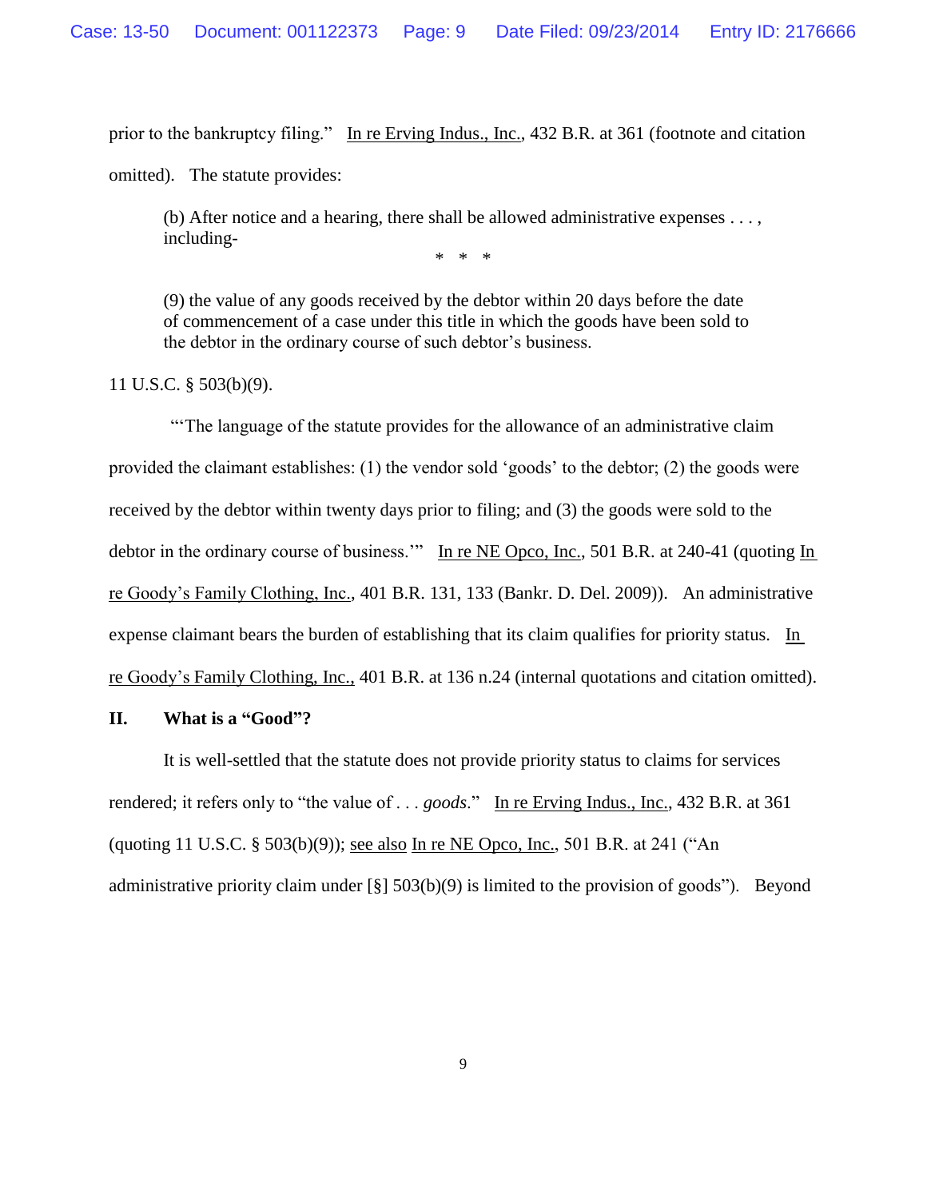prior to the bankruptcy filing." In re Erving Indus., Inc., 432 B.R. at 361 (footnote and citation omitted). The statute provides:

> (b) After notice and a hearing, there shall be allowed administrative expenses . . . , including-
>
> \* \* \*
>
> (9) the value of any goods received by the debtor within 20 days before the date of commencement of a case under this title in which the goods have been sold to the debtor in the ordinary course of such debtor's business.

11 U.S.C. § 503(b)(9).

"'The language of the statute provides for the allowance of an administrative claim provided the claimant establishes: (1) the vendor sold 'goods' to the debtor; (2) the goods were received by the debtor within twenty days prior to filing; and (3) the goods were sold to the debtor in the ordinary course of business.'" In re NE Opco, Inc., 501 B.R. at 240-41 (quoting In re Goody's Family Clothing, Inc., 401 B.R. 131, 133 (Bankr. D. Del. 2009)). An administrative expense claimant bears the burden of establishing that its claim qualifies for priority status. In re Goody's Family Clothing, Inc., 401 B.R. at 136 n.24 (internal quotations and citation omitted).

## II. What is a "Good"?

It is well-settled that the statute does not provide priority status to claims for services rendered; it refers only to "the value of . . . *goods*." In re Erving Indus., Inc., 432 B.R. at 361 (quoting 11 U.S.C. § 503(b)(9)); see also In re NE Opco, Inc., 501 B.R. at 241 ("An administrative priority claim under [§] 503(b)(9) is limited to the provision of goods"). Beyond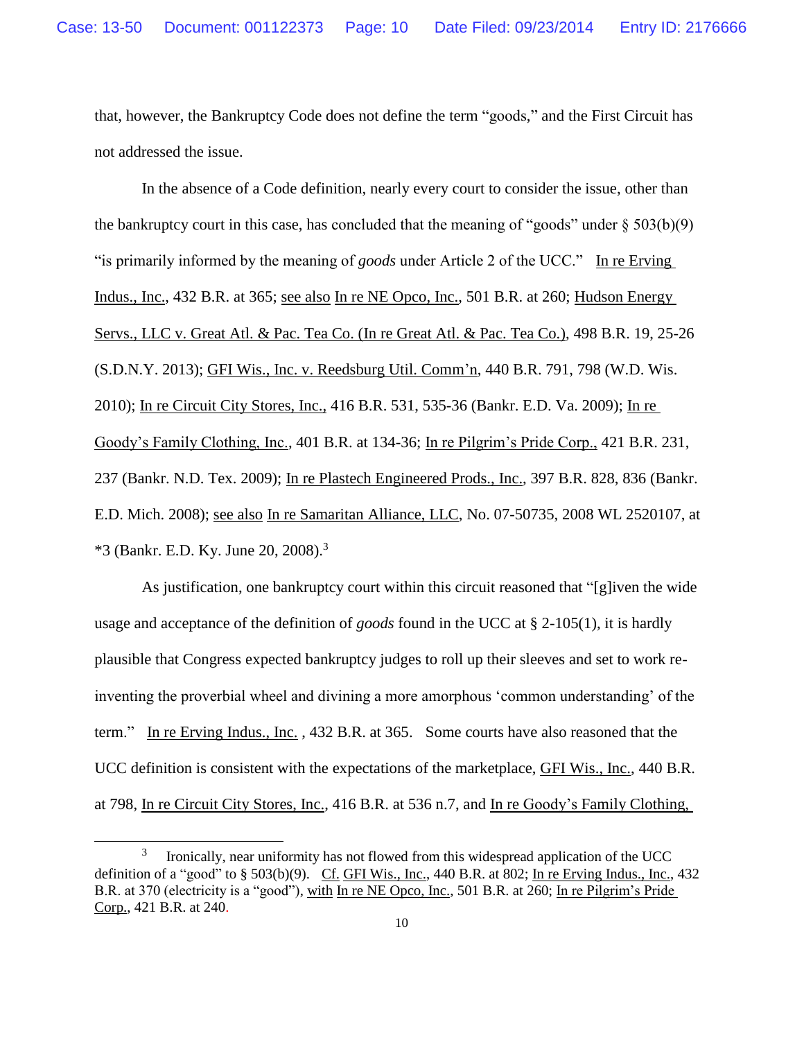that, however, the Bankruptcy Code does not define the term "goods," and the First Circuit has not addressed the issue.

In the absence of a Code definition, nearly every court to consider the issue, other than the bankruptcy court in this case, has concluded that the meaning of "goods" under § 503(b)(9) "is primarily informed by the meaning of *goods* under Article 2 of the UCC." In re Erving Indus., Inc., 432 B.R. at 365; see also In re NE Opco, Inc., 501 B.R. at 260; Hudson Energy Servs., LLC v. Great Atl. & Pac. Tea Co. (In re Great Atl. & Pac. Tea Co.), 498 B.R. 19, 25-26 (S.D.N.Y. 2013); GFI Wis., Inc. v. Reedsburg Util. Comm'n, 440 B.R. 791, 798 (W.D. Wis. 2010); In re Circuit City Stores, Inc., 416 B.R. 531, 535-36 (Bankr. E.D. Va. 2009); In re Goody's Family Clothing, Inc., 401 B.R. at 134-36; In re Pilgrim's Pride Corp., 421 B.R. 231, 237 (Bankr. N.D. Tex. 2009); In re Plastech Engineered Prods., Inc., 397 B.R. 828, 836 (Bankr. E.D. Mich. 2008); see also In re Samaritan Alliance, LLC, No. 07-50735, 2008 WL 2520107, at *3 (Bankr. E.D. Ky. June 20, 2008).[3]

As justification, one bankruptcy court within this circuit reasoned that "[g]iven the wide usage and acceptance of the definition of *goods* found in the UCC at § 2-105(1), it is hardly plausible that Congress expected bankruptcy judges to roll up their sleeves and set to work re-inventing the proverbial wheel and divining a more amorphous 'common understanding' of the term." In re Erving Indus., Inc. , 432 B.R. at 365. Some courts have also reasoned that the UCC definition is consistent with the expectations of the marketplace, GFI Wis., Inc., 440 B.R. at 798, In re Circuit City Stores, Inc., 416 B.R. at 536 n.7, and In re Goody's Family Clothing,

[3] Ironically, near uniformity has not flowed from this widespread application of the UCC definition of a "good" to § 503(b)(9). Cf. GFI Wis., Inc., 440 B.R. at 802; In re Erving Indus., Inc., 432 B.R. at 370 (electricity is a "good"), with In re NE Opco, Inc., 501 B.R. at 260; In re Pilgrim's Pride Corp., 421 B.R. at 240.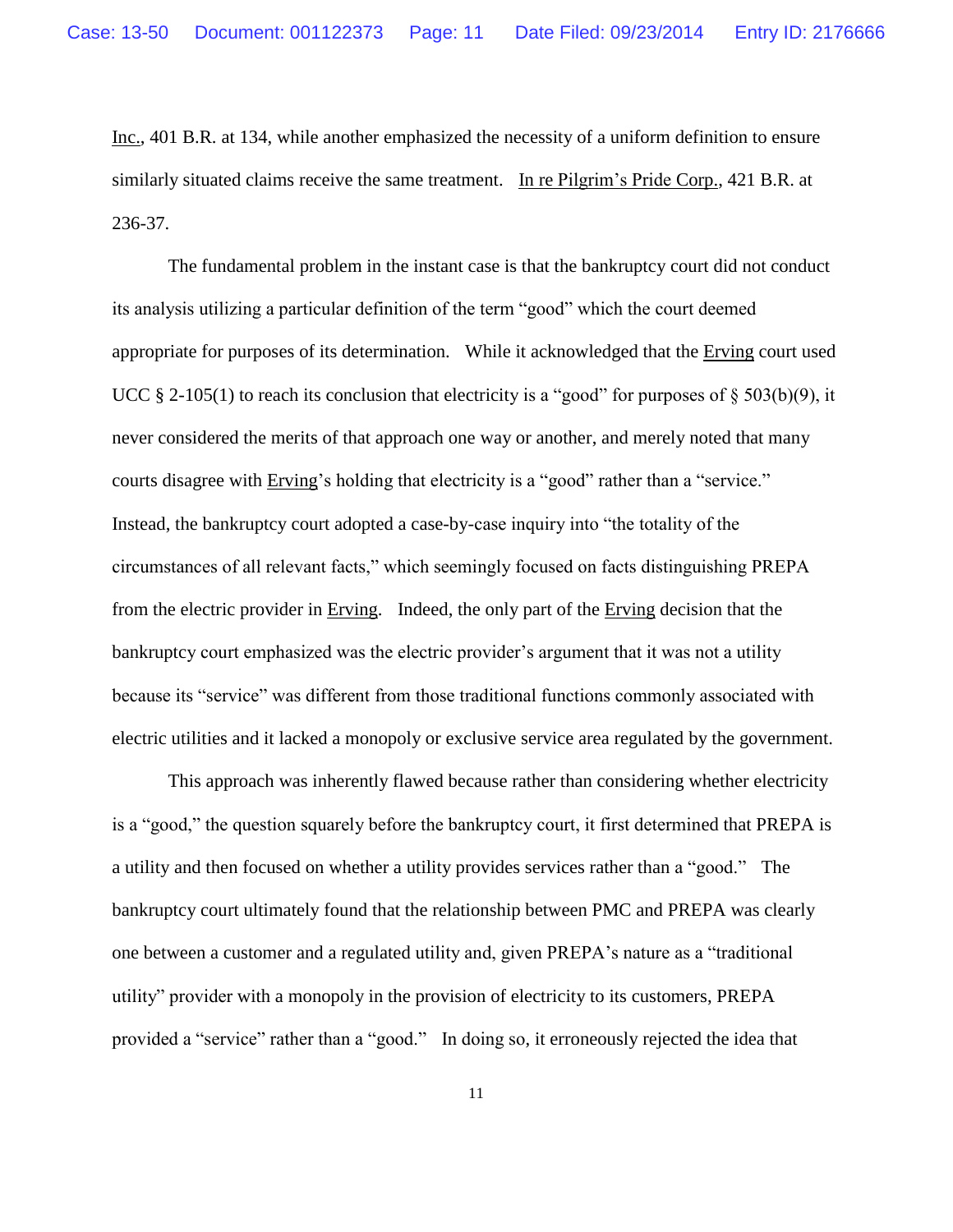Inc., 401 B.R. at 134, while another emphasized the necessity of a uniform definition to ensure similarly situated claims receive the same treatment. In re Pilgrim's Pride Corp., 421 B.R. at 236-37.

The fundamental problem in the instant case is that the bankruptcy court did not conduct its analysis utilizing a particular definition of the term "good" which the court deemed appropriate for purposes of its determination. While it acknowledged that the Erving court used UCC § 2-105(1) to reach its conclusion that electricity is a "good" for purposes of § 503(b)(9), it never considered the merits of that approach one way or another, and merely noted that many courts disagree with Erving's holding that electricity is a "good" rather than a "service." Instead, the bankruptcy court adopted a case-by-case inquiry into "the totality of the circumstances of all relevant facts," which seemingly focused on facts distinguishing PREPA from the electric provider in Erving. Indeed, the only part of the Erving decision that the bankruptcy court emphasized was the electric provider's argument that it was not a utility because its "service" was different from those traditional functions commonly associated with electric utilities and it lacked a monopoly or exclusive service area regulated by the government.

This approach was inherently flawed because rather than considering whether electricity is a "good," the question squarely before the bankruptcy court, it first determined that PREPA is a utility and then focused on whether a utility provides services rather than a "good." The bankruptcy court ultimately found that the relationship between PMC and PREPA was clearly one between a customer and a regulated utility and, given PREPA's nature as a "traditional utility" provider with a monopoly in the provision of electricity to its customers, PREPA provided a "service" rather than a "good." In doing so, it erroneously rejected the idea that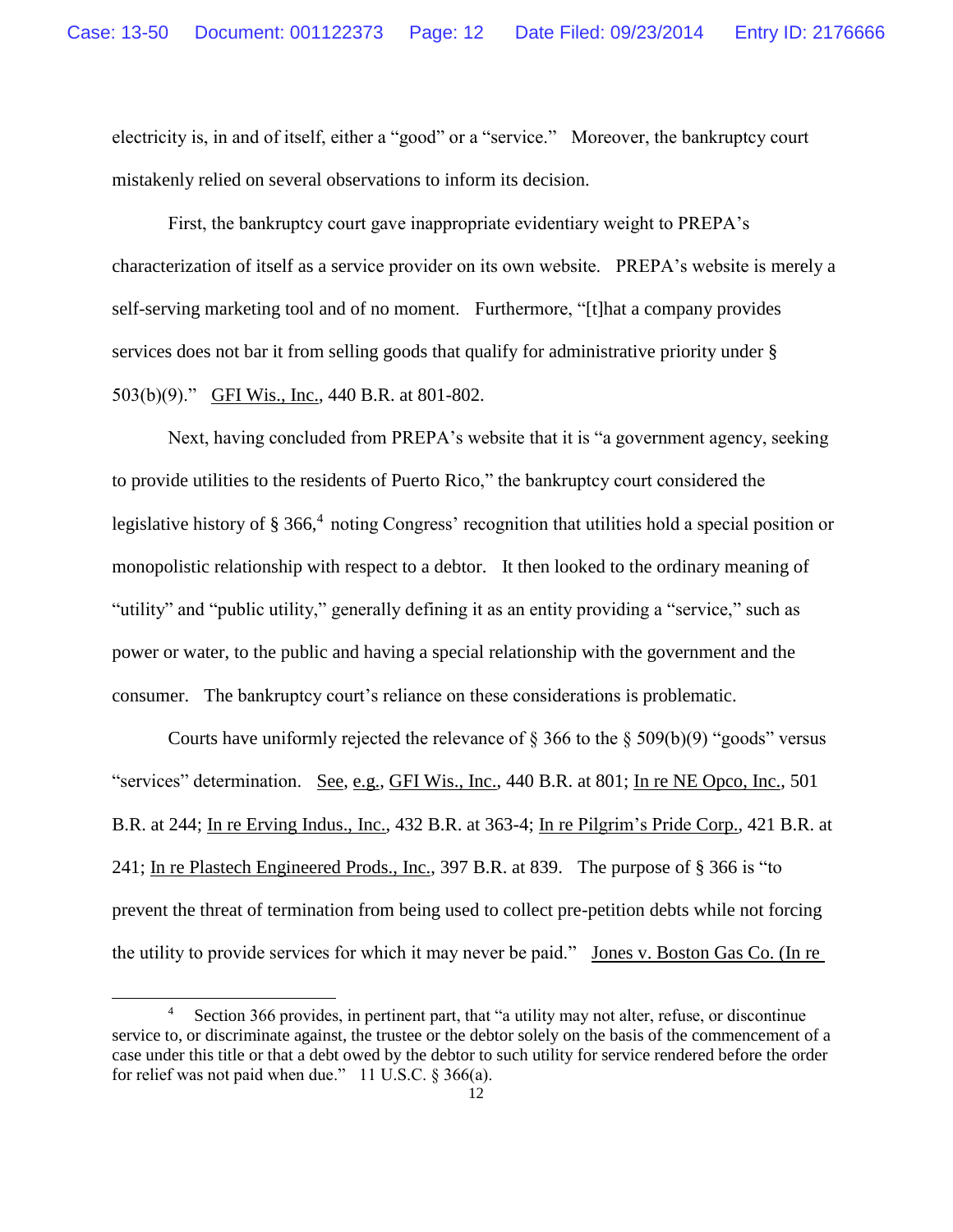electricity is, in and of itself, either a "good" or a "service." Moreover, the bankruptcy court mistakenly relied on several observations to inform its decision.

First, the bankruptcy court gave inappropriate evidentiary weight to PREPA's characterization of itself as a service provider on its own website. PREPA's website is merely a self-serving marketing tool and of no moment. Furthermore, "[t]hat a company provides services does not bar it from selling goods that qualify for administrative priority under § 503(b)(9)." GFI Wis., Inc., 440 B.R. at 801-802.

Next, having concluded from PREPA's website that it is "a government agency, seeking to provide utilities to the residents of Puerto Rico," the bankruptcy court considered the legislative history of § 366,[4] noting Congress' recognition that utilities hold a special position or monopolistic relationship with respect to a debtor. It then looked to the ordinary meaning of "utility" and "public utility," generally defining it as an entity providing a "service," such as power or water, to the public and having a special relationship with the government and the consumer. The bankruptcy court's reliance on these considerations is problematic.

Courts have uniformly rejected the relevance of § 366 to the § 509(b)(9) "goods" versus "services" determination. See, e.g., GFI Wis., Inc., 440 B.R. at 801; In re NE Opco, Inc., 501 B.R. at 244; In re Erving Indus., Inc., 432 B.R. at 363-4; In re Pilgrim's Pride Corp., 421 B.R. at 241; In re Plastech Engineered Prods., Inc., 397 B.R. at 839. The purpose of § 366 is "to prevent the threat of termination from being used to collect pre-petition debts while not forcing the utility to provide services for which it may never be paid." Jones v. Boston Gas Co. (In re

[4] Section 366 provides, in pertinent part, that "a utility may not alter, refuse, or discontinue service to, or discriminate against, the trustee or the debtor solely on the basis of the commencement of a case under this title or that a debt owed by the debtor to such utility for service rendered before the order for relief was not paid when due." 11 U.S.C. § 366(a).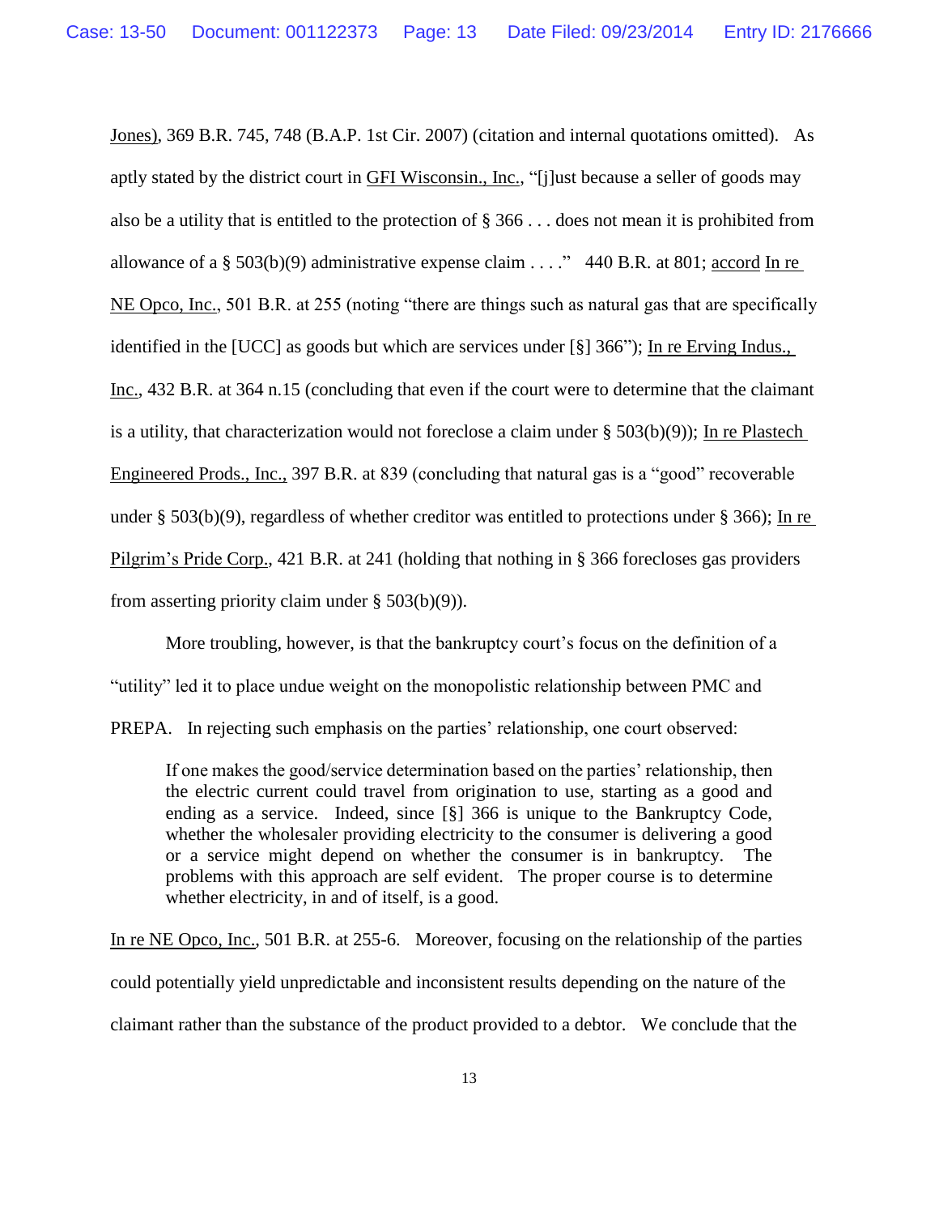Jones), 369 B.R. 745, 748 (B.A.P. 1st Cir. 2007) (citation and internal quotations omitted). As aptly stated by the district court in GFI Wisconsin., Inc., "[j]ust because a seller of goods may also be a utility that is entitled to the protection of § 366 . . . does not mean it is prohibited from allowance of a § 503(b)(9) administrative expense claim . . . ." 440 B.R. at 801; accord In re NE Opco, Inc., 501 B.R. at 255 (noting "there are things such as natural gas that are specifically identified in the [UCC] as goods but which are services under [§] 366"); In re Erving Indus., Inc., 432 B.R. at 364 n.15 (concluding that even if the court were to determine that the claimant is a utility, that characterization would not foreclose a claim under § 503(b)(9)); In re Plastech Engineered Prods., Inc., 397 B.R. at 839 (concluding that natural gas is a "good" recoverable under § 503(b)(9), regardless of whether creditor was entitled to protections under § 366); In re Pilgrim's Pride Corp., 421 B.R. at 241 (holding that nothing in § 366 forecloses gas providers from asserting priority claim under § 503(b)(9)).

More troubling, however, is that the bankruptcy court's focus on the definition of a "utility" led it to place undue weight on the monopolistic relationship between PMC and PREPA. In rejecting such emphasis on the parties' relationship, one court observed:

> If one makes the good/service determination based on the parties' relationship, then the electric current could travel from origination to use, starting as a good and ending as a service. Indeed, since [§] 366 is unique to the Bankruptcy Code, whether the wholesaler providing electricity to the consumer is delivering a good or a service might depend on whether the consumer is in bankruptcy. The problems with this approach are self evident. The proper course is to determine whether electricity, in and of itself, is a good.

In re NE Opco, Inc., 501 B.R. at 255-6. Moreover, focusing on the relationship of the parties could potentially yield unpredictable and inconsistent results depending on the nature of the claimant rather than the substance of the product provided to a debtor. We conclude that the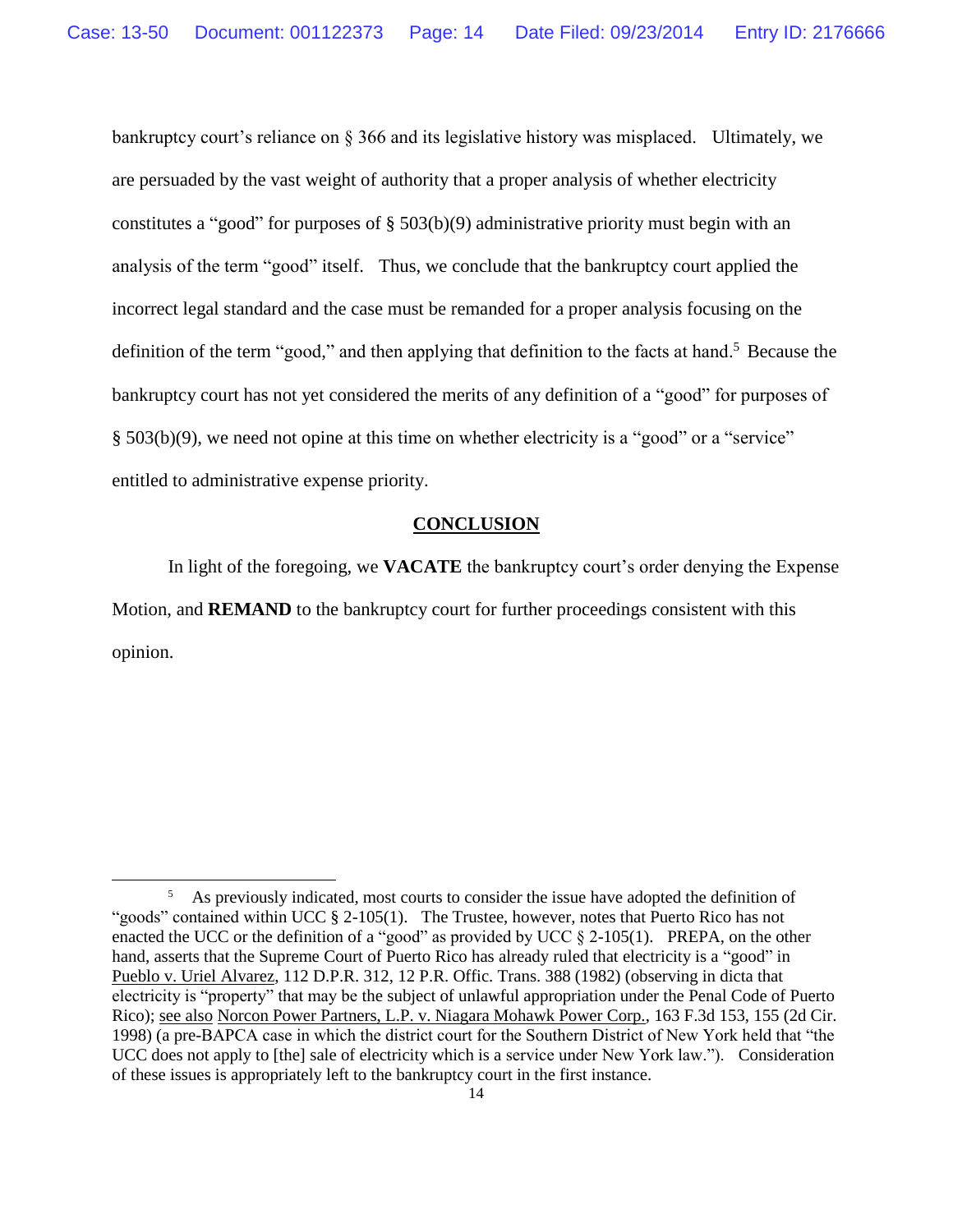bankruptcy court's reliance on § 366 and its legislative history was misplaced. Ultimately, we are persuaded by the vast weight of authority that a proper analysis of whether electricity constitutes a "good" for purposes of § 503(b)(9) administrative priority must begin with an analysis of the term "good" itself. Thus, we conclude that the bankruptcy court applied the incorrect legal standard and the case must be remanded for a proper analysis focusing on the definition of the term "good," and then applying that definition to the facts at hand.[5] Because the bankruptcy court has not yet considered the merits of any definition of a "good" for purposes of § 503(b)(9), we need not opine at this time on whether electricity is a "good" or a "service" entitled to administrative expense priority.

## CONCLUSION

In light of the foregoing, we **VACATE** the bankruptcy court's order denying the Expense Motion, and **REMAND** to the bankruptcy court for further proceedings consistent with this opinion.

---

[5] As previously indicated, most courts to consider the issue have adopted the definition of "goods" contained within UCC § 2-105(1). The Trustee, however, notes that Puerto Rico has not enacted the UCC or the definition of a "good" as provided by UCC § 2-105(1). PREPA, on the other hand, asserts that the Supreme Court of Puerto Rico has already ruled that electricity is a "good" in Pueblo v. Uriel Alvarez, 112 D.P.R. 312, 12 P.R. Offic. Trans. 388 (1982) (observing in dicta that electricity is "property" that may be the subject of unlawful appropriation under the Penal Code of Puerto Rico); see also Norcon Power Partners, L.P. v. Niagara Mohawk Power Corp., 163 F.3d 153, 155 (2d Cir. 1998) (a pre-BAPCA case in which the district court for the Southern District of New York held that "the UCC does not apply to [the] sale of electricity which is a service under New York law."). Consideration of these issues is appropriately left to the bankruptcy court in the first instance.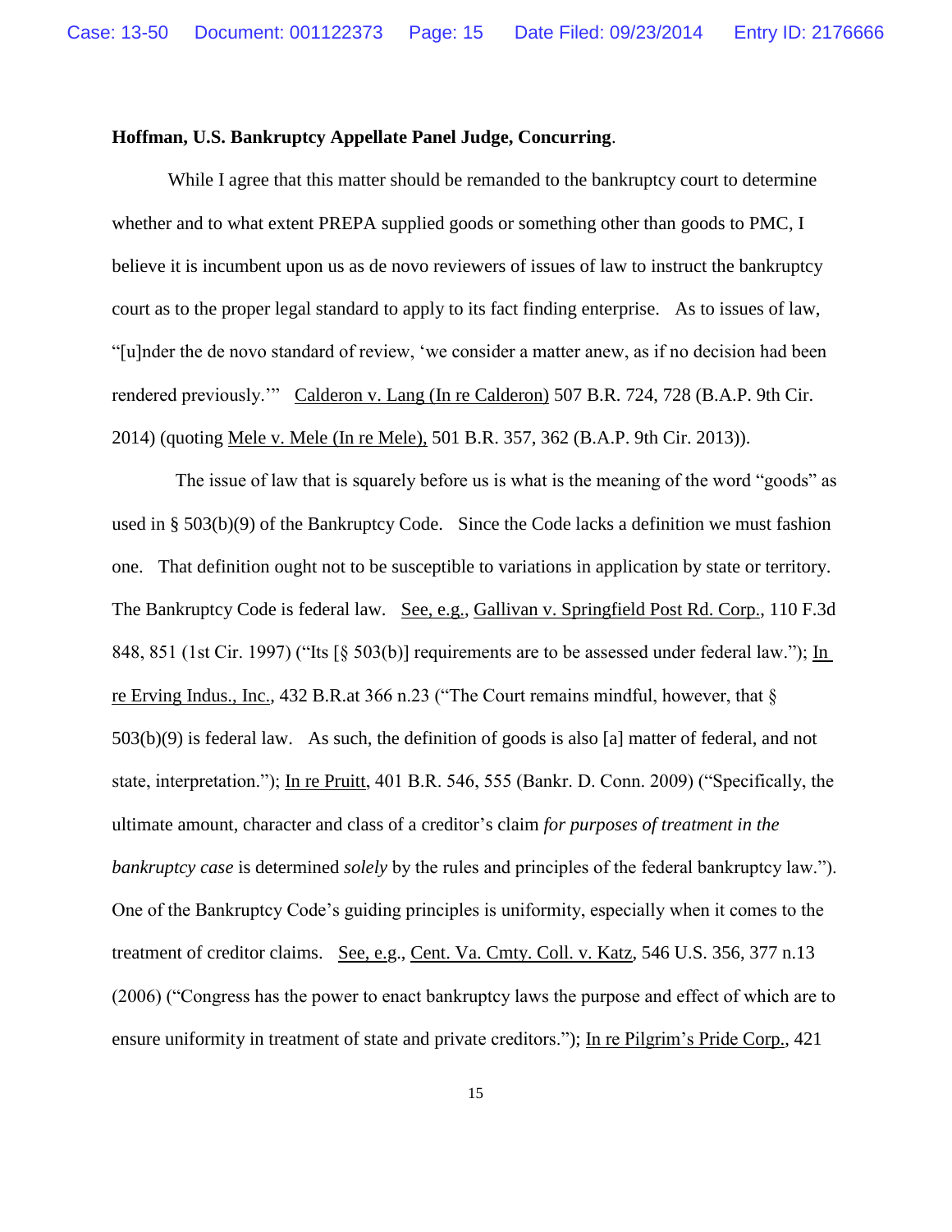**Hoffman, U.S. Bankruptcy Appellate Panel Judge, Concurring**.

While I agree that this matter should be remanded to the bankruptcy court to determine whether and to what extent PREPA supplied goods or something other than goods to PMC, I believe it is incumbent upon us as de novo reviewers of issues of law to instruct the bankruptcy court as to the proper legal standard to apply to its fact finding enterprise. As to issues of law, "[u]nder the de novo standard of review, 'we consider a matter anew, as if no decision had been rendered previously.'" Calderon v. Lang (In re Calderon) 507 B.R. 724, 728 (B.A.P. 9th Cir. 2014) (quoting Mele v. Mele (In re Mele), 501 B.R. 357, 362 (B.A.P. 9th Cir. 2013)).

The issue of law that is squarely before us is what is the meaning of the word "goods" as used in § 503(b)(9) of the Bankruptcy Code. Since the Code lacks a definition we must fashion one. That definition ought not to be susceptible to variations in application by state or territory. The Bankruptcy Code is federal law. See, e.g., Gallivan v. Springfield Post Rd. Corp., 110 F.3d 848, 851 (1st Cir. 1997) ("Its [§ 503(b)] requirements are to be assessed under federal law."); In re Erving Indus., Inc., 432 B.R.at 366 n.23 ("The Court remains mindful, however, that § 503(b)(9) is federal law. As such, the definition of goods is also [a] matter of federal, and not state, interpretation."); In re Pruitt, 401 B.R. 546, 555 (Bankr. D. Conn. 2009) ("Specifically, the ultimate amount, character and class of a creditor's claim *for purposes of treatment in the bankruptcy case* is determined *solely* by the rules and principles of the federal bankruptcy law."). One of the Bankruptcy Code's guiding principles is uniformity, especially when it comes to the treatment of creditor claims. See, e.g., Cent. Va. Cmty. Coll. v. Katz, 546 U.S. 356, 377 n.13 (2006) ("Congress has the power to enact bankruptcy laws the purpose and effect of which are to ensure uniformity in treatment of state and private creditors."); In re Pilgrim's Pride Corp., 421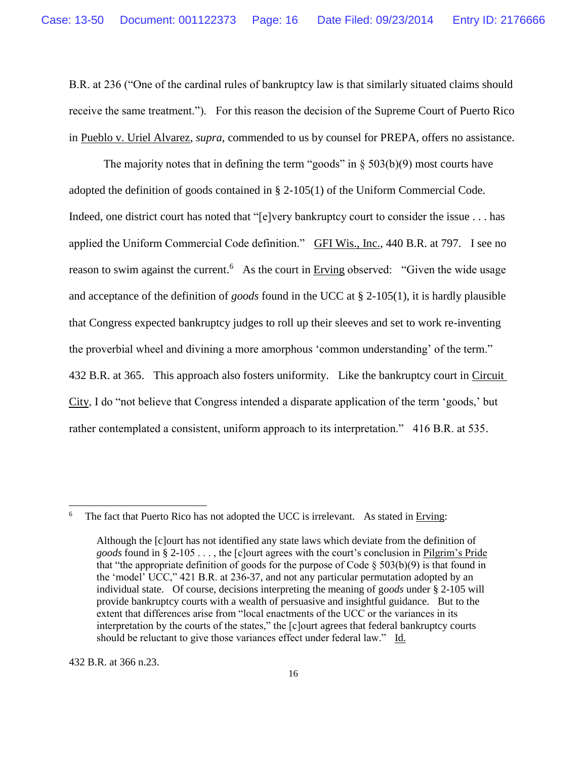B.R. at 236 ("One of the cardinal rules of bankruptcy law is that similarly situated claims should receive the same treatment."). For this reason the decision of the Supreme Court of Puerto Rico in Pueblo v. Uriel Alvarez, *supra*, commended to us by counsel for PREPA, offers no assistance.

The majority notes that in defining the term "goods" in § 503(b)(9) most courts have adopted the definition of goods contained in § 2-105(1) of the Uniform Commercial Code. Indeed, one district court has noted that "[e]very bankruptcy court to consider the issue . . . has applied the Uniform Commercial Code definition." GFI Wis., Inc., 440 B.R. at 797. I see no reason to swim against the current.[6] As the court in Erving observed: "Given the wide usage and acceptance of the definition of *goods* found in the UCC at § 2-105(1), it is hardly plausible that Congress expected bankruptcy judges to roll up their sleeves and set to work re-inventing the proverbial wheel and divining a more amorphous 'common understanding' of the term." 432 B.R. at 365. This approach also fosters uniformity. Like the bankruptcy court in Circuit City, I do "not believe that Congress intended a disparate application of the term 'goods,' but rather contemplated a consistent, uniform approach to its interpretation." 416 B.R. at 535.

---

[6] The fact that Puerto Rico has not adopted the UCC is irrelevant. As stated in Erving:

> Although the [c]ourt has not identified any state laws which deviate from the definition of *goods* found in § 2-105 . . . , the [c]ourt agrees with the court's conclusion in Pilgrim's Pride that "the appropriate definition of goods for the purpose of Code § 503(b)(9) is that found in the 'model' UCC," 421 B.R. at 236-37, and not any particular permutation adopted by an individual state. Of course, decisions interpreting the meaning of g*oods* under § 2-105 will provide bankruptcy courts with a wealth of persuasive and insightful guidance. But to the extent that differences arise from "local enactments of the UCC or the variances in its interpretation by the courts of the states," the [c]ourt agrees that federal bankruptcy courts should be reluctant to give those variances effect under federal law." Id.

432 B.R. at 366 n.23.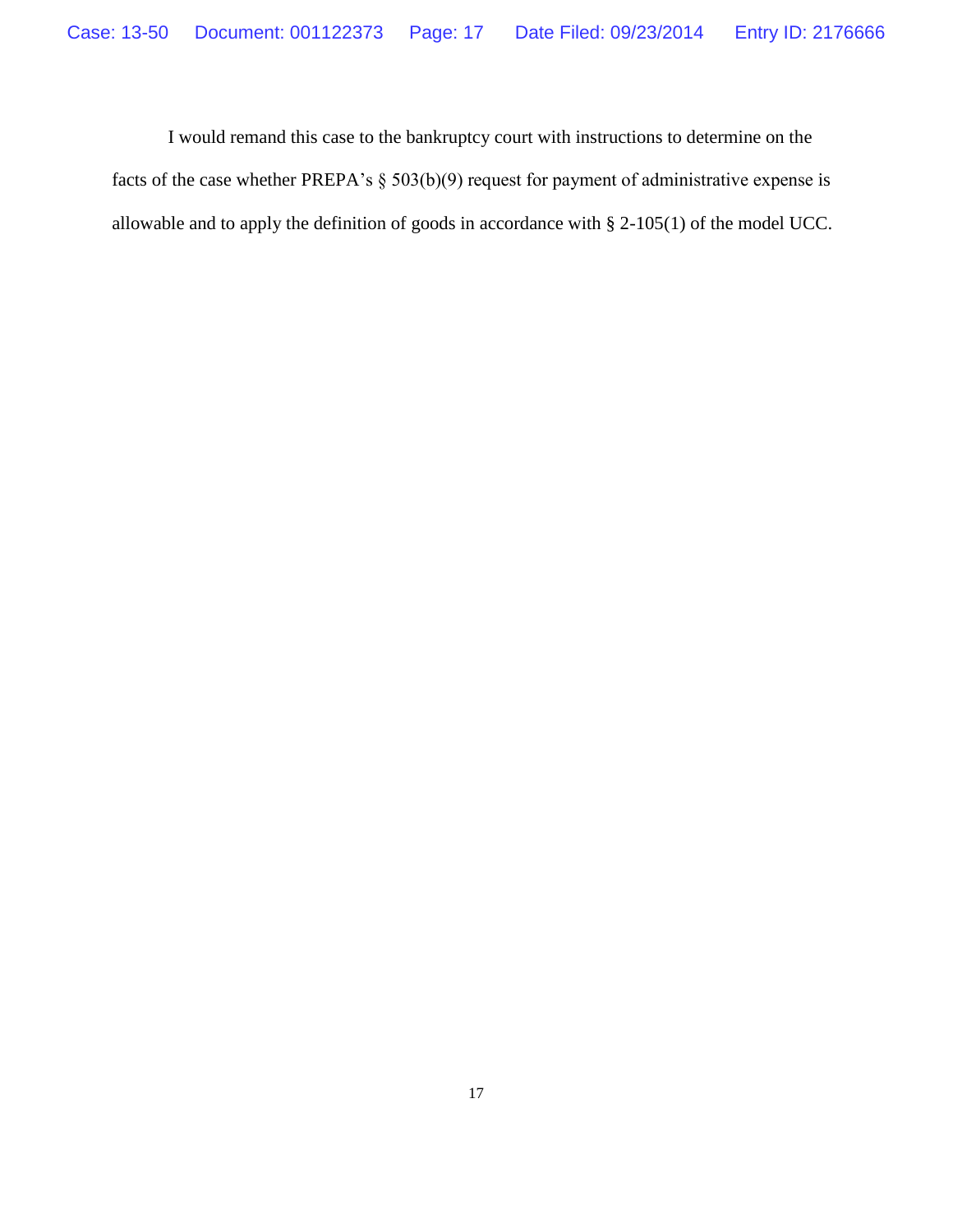I would remand this case to the bankruptcy court with instructions to determine on the facts of the case whether PREPA's § 503(b)(9) request for payment of administrative expense is allowable and to apply the definition of goods in accordance with § 2-105(1) of the model UCC.